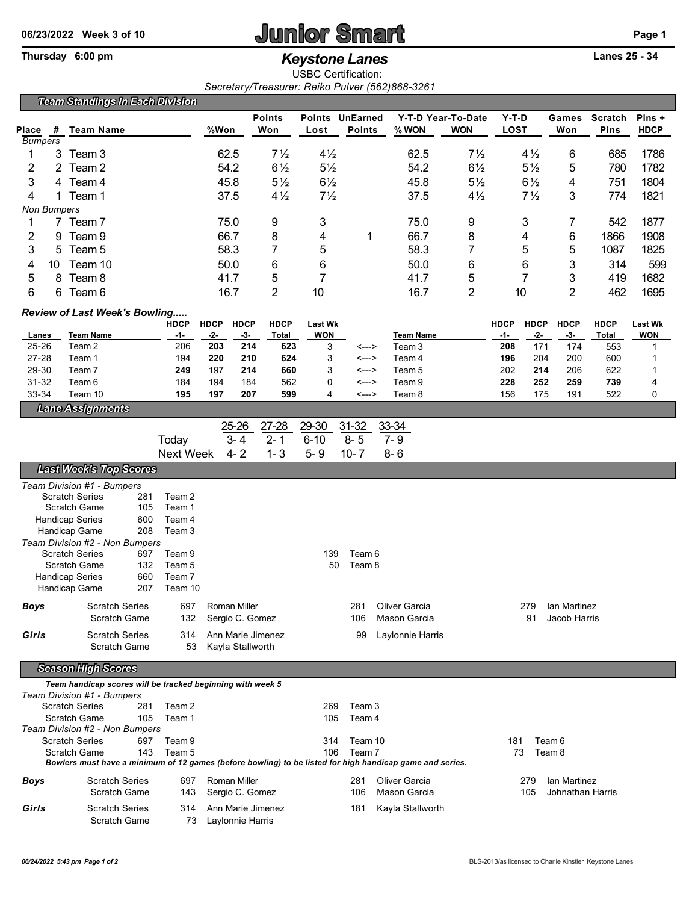**06/23/2022 Week 3 of 10**

# Junior Smart

**Thursday 6:00 pm**

## *Keystone Lanes*

**Lanes 25 - 34**

USBC Certification:

*Secretary/Treasurer: Reiko Pulver (562)868-3261*

### *Team Standings In Each Division*

| Place | # | Team Name | %Won | Points Won | Points Lost | UnEarned Points | Y-T-D % WON | Year-To-Date WON | Y-T-D LOST | Games Won | Scratch Pins | Pins + HDCP |
|---|---|---|---|---|---|---|---|---|---|---|---|---|
| *Bumpers* | | | | | | | | | | | | |
| 1 | 3 | Team 3 | 62.5 | 7½ | 4½ | | 62.5 | 7½ | 4½ | 6 | 685 | 1786 |
| 2 | 2 | Team 2 | 54.2 | 6½ | 5½ | | 54.2 | 6½ | 5½ | 5 | 780 | 1782 |
| 3 | 4 | Team 4 | 45.8 | 5½ | 6½ | | 45.8 | 5½ | 6½ | 4 | 751 | 1804 |
| 4 | 1 | Team 1 | 37.5 | 4½ | 7½ | | 37.5 | 4½ | 7½ | 3 | 774 | 1821 |
| *Non Bumpers* | | | | | | | | | | | | |
| 1 | 7 | Team 7 | 75.0 | 9 | 3 | | 75.0 | 9 | 3 | 7 | 542 | 1877 |
| 2 | 9 | Team 9 | 66.7 | 8 | 4 | 1 | 66.7 | 8 | 4 | 6 | 1866 | 1908 |
| 3 | 5 | Team 5 | 58.3 | 7 | 5 | | 58.3 | 7 | 5 | 5 | 1087 | 1825 |
| 4 | 10 | Team 10 | 50.0 | 6 | 6 | | 50.0 | 6 | 6 | 3 | 314 | 599 |
| 5 | 8 | Team 8 | 41.7 | 5 | 7 | | 41.7 | 5 | 7 | 3 | 419 | 1682 |
| 6 | 6 | Team 6 | 16.7 | 2 | 10 | | 16.7 | 2 | 10 | 2 | 462 | 1695 |

### *Review of Last Week's Bowling.....*

| Lanes | Team Name | HDCP -1- | HDCP -2- | HDCP -3- | HDCP Total | Last Wk WON | | Team Name | HDCP -1- | HDCP -2- | HDCP -3- | HDCP Total | Last Wk WON |
|---|---|---|---|---|---|---|---|---|---|---|---|---|---|
| 25-26 | Team 2 | 206 | **203** | **214** | **623** | 3 | <---> | Team 3 | **208** | 171 | 174 | 553 | 1 |
| 27-28 | Team 1 | 194 | **220** | **210** | **624** | 3 | <---> | Team 4 | **196** | 204 | 200 | 600 | 1 |
| 29-30 | Team 7 | **249** | 197 | **214** | **660** | 3 | <---> | Team 5 | 202 | **214** | 206 | 622 | 1 |
| 31-32 | Team 6 | 184 | 194 | 184 | 562 | 0 | <---> | Team 9 | **228** | **252** | **259** | **739** | 4 |
| 33-34 | Team 10 | **195** | **197** | **207** | **599** | 4 | <---> | Team 8 | 156 | 175 | 191 | 522 | 0 |

### *Lane Assignments*

| | 25-26 | 27-28 | 29-30 | 31-32 | 33-34 |
|---|---|---|---|---|---|
| Today | 3- 4 | 2- 1 | 6-10 | 8- 5 | 7- 9 |
| Next Week | 4- 2 | 1- 3 | 5- 9 | 10- 7 | 8- 6 |

### *Last Week's Top Scores*

*Team Division #1 - Bumpers*

| | | | | | | | |
|---|---|---|---|---|---|---|---|
| Scratch Series | 281 | Team 2 | | | | | |
| Scratch Game | 105 | Team 1 | | | | | |
| Handicap Series | 600 | Team 4 | | | | | |
| Handicap Game | 208 | Team 3 | | | | | |

*Team Division #2 - Non Bumpers*

| | | | | |
|---|---|---|---|---|
| Scratch Series | 697 | Team 9 | 139 | Team 6 |
| Scratch Game | 132 | Team 5 | 50 | Team 8 |
| Handicap Series | 660 | Team 7 | | |
| Handicap Game | 207 | Team 10 | | |

| | | | | | | | |
|---|---|---|---|---|---|---|---|
| ***Boys*** | Scratch Series | 697 | Roman Miller | 281 | Oliver Garcia | 279 | Ian Martinez |
| | Scratch Game | 132 | Sergio C. Gomez | 106 | Mason Garcia | 91 | Jacob Harris |
| ***Girls*** | Scratch Series | 314 | Ann Marie Jimenez | 99 | Laylonnie Harris | | |
| | Scratch Game | 53 | Kayla Stallworth | | | | |

### *Season High Scores*

*Team handicap scores will be tracked beginning with week 5*

*Team Division #1 - Bumpers*

| | | | | |
|---|---|---|---|---|
| Scratch Series | 281 | Team 2 | 269 | Team 3 |
| Scratch Game | 105 | Team 1 | 105 | Team 4 |

*Team Division #2 - Non Bumpers*

| | | | | | | |
|---|---|---|---|---|---|---|
| Scratch Series | 697 | Team 9 | 314 | Team 10 | 181 | Team 6 |
| Scratch Game | 143 | Team 5 | 106 | Team 7 | 73 | Team 8 |

*Bowlers must have a minimum of 12 games (before bowling) to be listed for high handicap game and series.*

| | | | | | | | |
|---|---|---|---|---|---|---|---|
| ***Boys*** | Scratch Series | 697 | Roman Miller | 281 | Oliver Garcia | 279 | Ian Martinez |
| | Scratch Game | 143 | Sergio C. Gomez | 106 | Mason Garcia | 105 | Johnathan Harris |
| ***Girls*** | Scratch Series | 314 | Ann Marie Jimenez | 181 | Kayla Stallworth | | |
| | Scratch Game | 73 | Laylonnie Harris | | | | |

*06/24/2022 5:43 pm Page 1 of 2*

BLS-2013/as licensed to Charlie Kinstler Keystone Lanes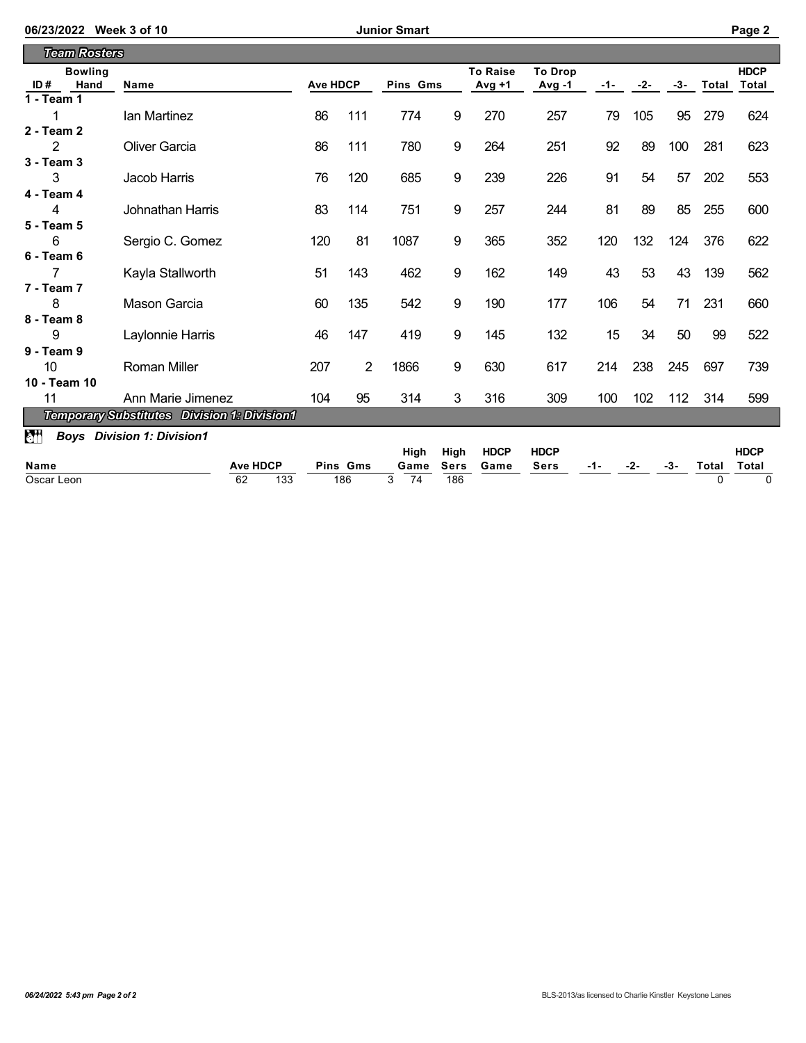## Team Rosters

| ID # | Bowling Hand | Name | Ave | HDCP | Pins | Gms | To Raise Avg +1 | To Drop Avg -1 | -1- | -2- | -3- | Total | HDCP Total |
|---|---|---|---|---|---|---|---|---|---|---|---|---|---|
| **1 - Team 1** | | | | | | | | | | | | | |
| 1 | | Ian Martinez | 86 | 111 | 774 | 9 | 270 | 257 | 79 | 105 | 95 | 279 | 624 |
| **2 - Team 2** | | | | | | | | | | | | | |
| 2 | | Oliver Garcia | 86 | 111 | 780 | 9 | 264 | 251 | 92 | 89 | 100 | 281 | 623 |
| **3 - Team 3** | | | | | | | | | | | | | |
| 3 | | Jacob Harris | 76 | 120 | 685 | 9 | 239 | 226 | 91 | 54 | 57 | 202 | 553 |
| **4 - Team 4** | | | | | | | | | | | | | |
| 4 | | Johnathan Harris | 83 | 114 | 751 | 9 | 257 | 244 | 81 | 89 | 85 | 255 | 600 |
| **5 - Team 5** | | | | | | | | | | | | | |
| 6 | | Sergio C. Gomez | 120 | 81 | 1087 | 9 | 365 | 352 | 120 | 132 | 124 | 376 | 622 |
| **6 - Team 6** | | | | | | | | | | | | | |
| 7 | | Kayla Stallworth | 51 | 143 | 462 | 9 | 162 | 149 | 43 | 53 | 43 | 139 | 562 |
| **7 - Team 7** | | | | | | | | | | | | | |
| 8 | | Mason Garcia | 60 | 135 | 542 | 9 | 190 | 177 | 106 | 54 | 71 | 231 | 660 |
| **8 - Team 8** | | | | | | | | | | | | | |
| 9 | | Laylonnie Harris | 46 | 147 | 419 | 9 | 145 | 132 | 15 | 34 | 50 | 99 | 522 |
| **9 - Team 9** | | | | | | | | | | | | | |
| 10 | | Roman Miller | 207 | 2 | 1866 | 9 | 630 | 617 | 214 | 238 | 245 | 697 | 739 |
| **10 - Team 10** | | | | | | | | | | | | | |
| 11 | | Ann Marie Jimenez | 104 | 95 | 314 | 3 | 316 | 309 | 100 | 102 | 112 | 314 | 599 |

## Temporary Substitutes Division 1: Division1

### Boys Division 1: Division1

| Name | Ave | HDCP | Pins | Gms | High Game | High Sers | HDCP Game | HDCP Sers | -1- | -2- | -3- | Total | HDCP Total |
|---|---|---|---|---|---|---|---|---|---|---|---|---|---|
| Oscar Leon | 62 | 133 | 186 | 3 | 74 | 186 | | | | | | 0 | 0 |